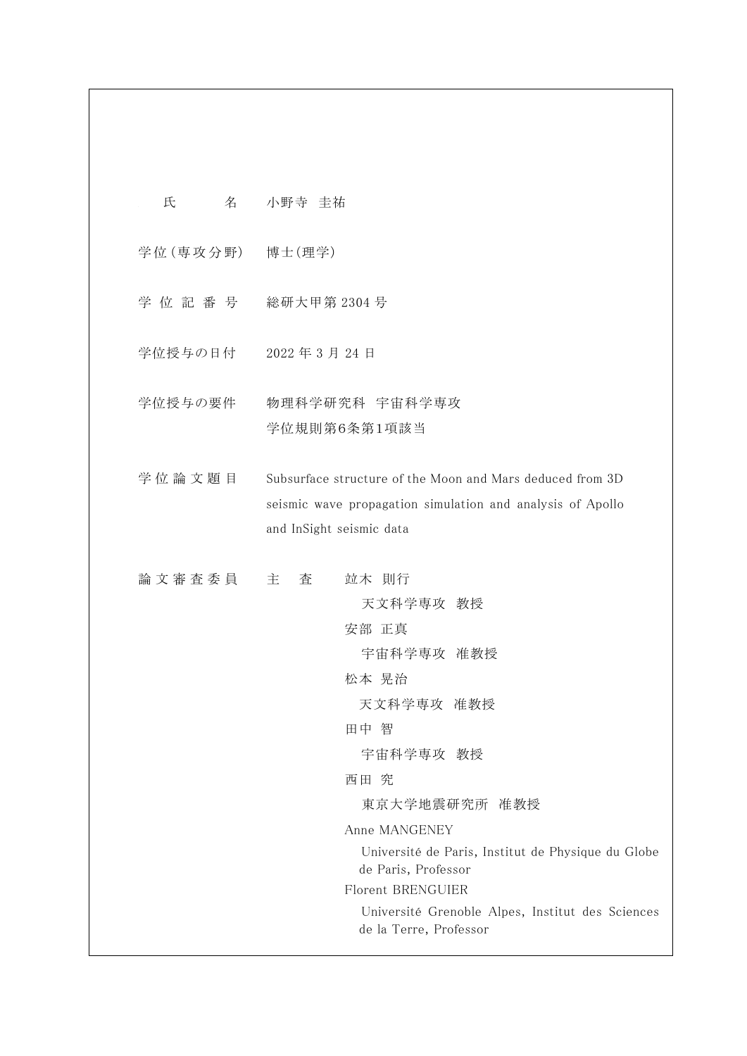| | |
|---|---|
| 氏　　　名 | 小野寺　圭祐 |
| 学位(専攻分野) | 博士(理学) |
| 学 位 記 番 号 | 総研大甲第 2304 号 |
| 学位授与の日付 | 2022 年 3 月 24 日 |
| 学位授与の要件 | 物理科学研究科　宇宙科学専攻<br>学位規則第6条第1項該当 |
| 学 位 論 文 題 目 | Subsurface structure of the Moon and Mars deduced from 3D seismic wave propagation simulation and analysis of Apollo and InSight seismic data |
| 論 文 審 査 委 員 | 主　査　竝木　則行<br>　天文科学専攻　教授<br>安部　正真<br>　宇宙科学専攻　准教授<br>松本　晃治<br>　天文科学専攻　准教授<br>田中　智<br>　宇宙科学専攻　教授<br>西田　究<br>　東京大学地震研究所　准教授<br>Anne MANGENEY<br>　Université de Paris, Institut de Physique du Globe de Paris, Professor<br>Florent BRENGUIER<br>　Université Grenoble Alpes, Institut des Sciences de la Terre, Professor |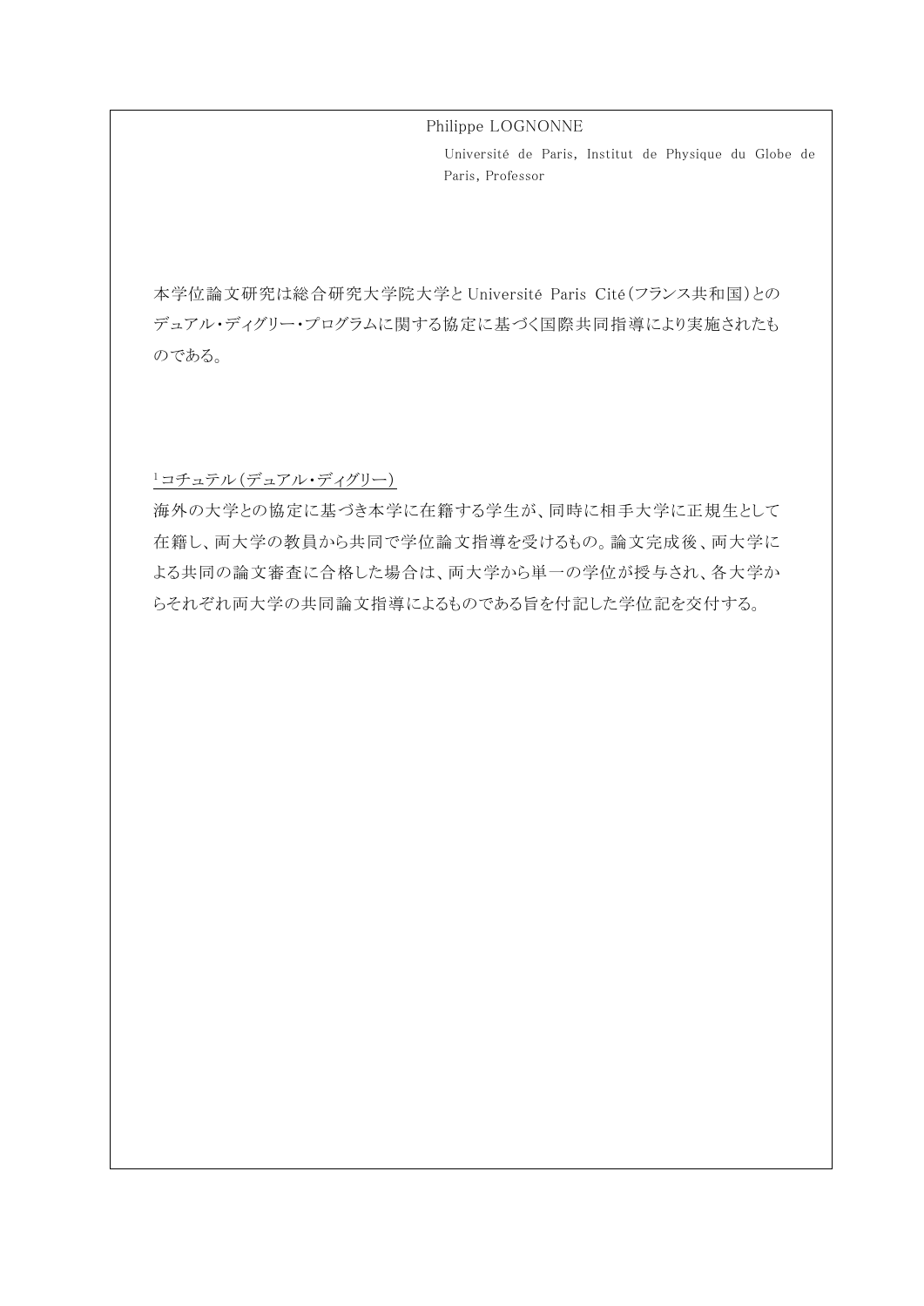Philippe LOGNONNE

Université de Paris, Institut de Physique du Globe de Paris, Professor

本学位論文研究は総合研究大学院大学とUniversité Paris Cité(フランス共和国)とのデュアル・ディグリー・プログラムに関する協定に基づく国際共同指導により実施されたものである。

[1]コチュテル(デュアル・ディグリー)

海外の大学との協定に基づき本学に在籍する学生が、同時に相手大学に正規生として在籍し、両大学の教員から共同で学位論文指導を受けるもの。論文完成後、両大学による共同の論文審査に合格した場合は、両大学から単一の学位が授与され、各大学からそれぞれ両大学の共同論文指導によるものである旨を付記した学位記を交付する。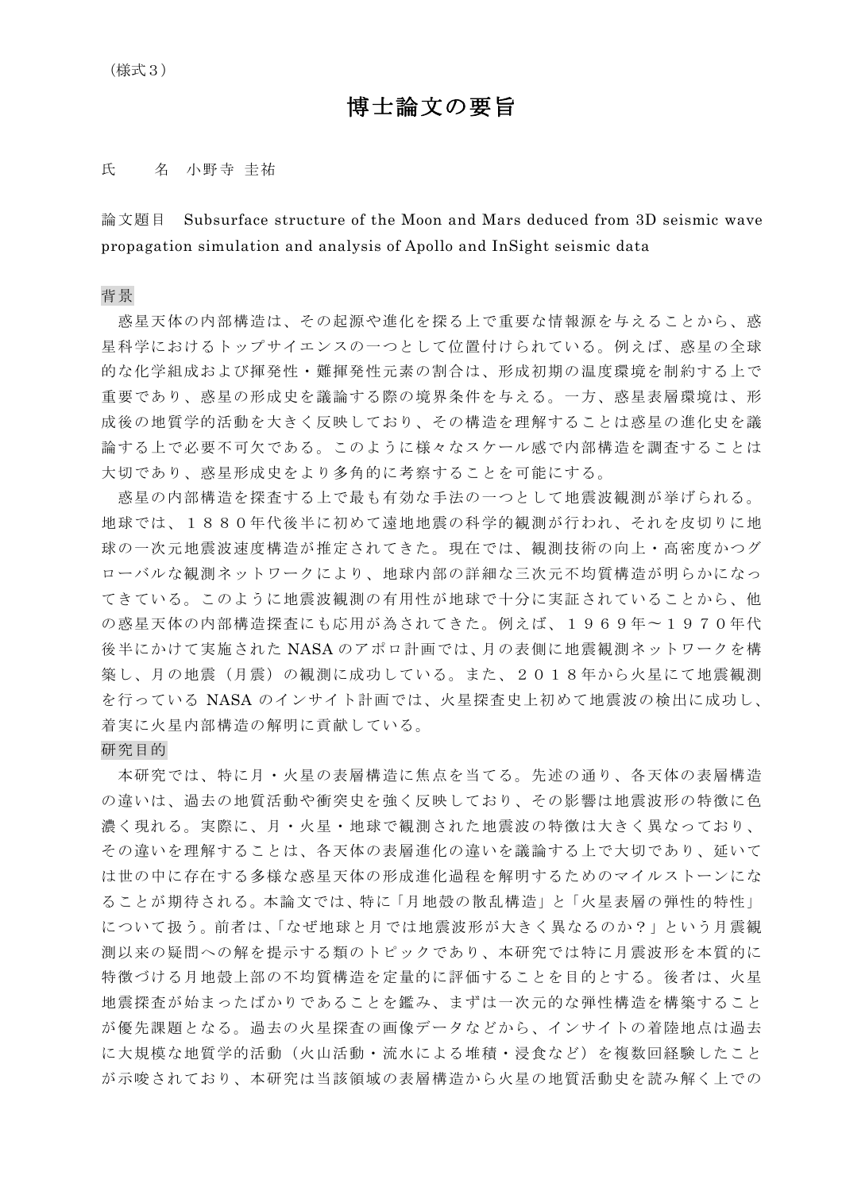（様式３）

# 博士論文の要旨

氏　　名　小野寺 圭祐

論文題目　Subsurface structure of the Moon and Mars deduced from 3D seismic wave propagation simulation and analysis of Apollo and InSight seismic data

## 背景

惑星天体の内部構造は、その起源や進化を探る上で重要な情報源を与えることから、惑星科学におけるトップサイエンスの一つとして位置付けられている。例えば、惑星の全球的な化学組成および揮発性・難揮発性元素の割合は、形成初期の温度環境を制約する上で重要であり、惑星の形成史を議論する際の境界条件を与える。一方、惑星表層環境は、形成後の地質学的活動を大きく反映しており、その構造を理解することは惑星の進化史を議論する上で必要不可欠である。このように様々なスケール感で内部構造を調査することは大切であり、惑星形成史をより多角的に考察することを可能にする。

惑星の内部構造を探査する上で最も有効な手法の一つとして地震波観測が挙げられる。地球では、１８８０年代後半に初めて遠地地震の科学的観測が行われ、それを皮切りに地球の一次元地震波速度構造が推定されてきた。現在では、観測技術の向上・高密度かつグローバルな観測ネットワークにより、地球内部の詳細な三次元不均質構造が明らかになってきている。このように地震波観測の有用性が地球で十分に実証されていることから、他の惑星天体の内部構造探査にも応用が為されてきた。例えば、１９６９年〜１９７０年代後半にかけて実施された NASA のアポロ計画では、月の表側に地震観測ネットワークを構築し、月の地震（月震）の観測に成功している。また、２０１８年から火星にて地震観測を行っている NASA のインサイト計画では、火星探査史上初めて地震波の検出に成功し、着実に火星内部構造の解明に貢献している。

## 研究目的

本研究では、特に月・火星の表層構造に焦点を当てる。先述の通り、各天体の表層構造の違いは、過去の地質活動や衝突史を強く反映しており、その影響は地震波形の特徴に色濃く現れる。実際に、月・火星・地球で観測された地震波の特徴は大きく異なっており、その違いを理解することは、各天体の表層進化の違いを議論する上で大切であり、延いては世の中に存在する多様な惑星天体の形成進化過程を解明するためのマイルストーンになることが期待される。本論文では、特に「月地殻の散乱構造」と「火星表層の弾性的特性」について扱う。前者は、「なぜ地球と月では地震波形が大きく異なるのか？」という月震観測以来の疑問への解を提示する類のトピックであり、本研究では特に月震波形を本質的に特徴づける月地殻上部の不均質構造を定量的に評価することを目的とする。後者は、火星地震探査が始まったばかりであることを鑑み、まずは一次元的な弾性構造を構築することが優先課題となる。過去の火星探査の画像データなどから、インサイトの着陸地点は過去に大規模な地質学的活動（火山活動・流水による堆積・浸食など）を複数回経験したことが示唆されており、本研究は当該領域の表層構造から火星の地質活動史を読み解く上での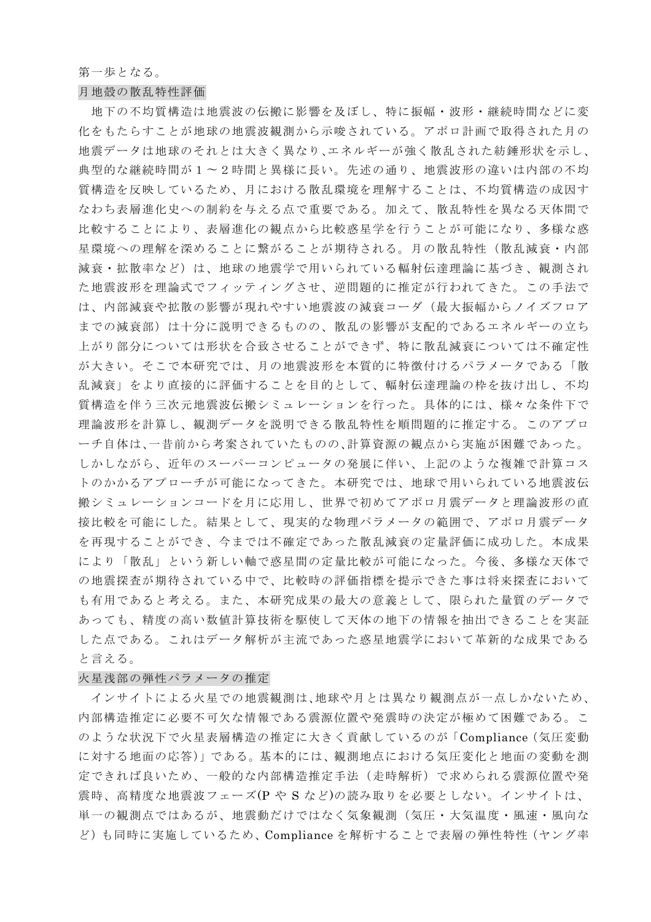第一歩となる。

### 月地殻の散乱特性評価

地下の不均質構造は地震波の伝搬に影響を及ぼし、特に振幅・波形・継続時間などに変化をもたらすことが地球の地震波観測から示唆されている。アポロ計画で取得された月の地震データは地球のそれとは大きく異なり､エネルギーが強く散乱された紡錘形状を示し、典型的な継続時間が１～２時間と異様に長い。先述の通り、地震波形の違いは内部の不均質構造を反映しているため、月における散乱環境を理解することは、不均質構造の成因すなわち表層進化史への制約を与える点で重要である。加えて、散乱特性を異なる天体間で比較することにより、表層進化の観点から比較惑星学を行うことが可能になり、多様な惑星環境への理解を深めることに繋がることが期待される。月の散乱特性（散乱減衰・内部減衰・拡散率など）は、地球の地震学で用いられている輻射伝達理論に基づき、観測された地震波形を理論式でフィッティングさせ、逆問題的に推定が行われてきた。この手法では、内部減衰や拡散の影響が現れやすい地震波の減衰コーダ（最大振幅からノイズフロアまでの減衰部）は十分に説明できるものの、散乱の影響が支配的であるエネルギーの立ち上がり部分については形状を合致させることができず、特に散乱減衰については不確定性が大きい。そこで本研究では、月の地震波形を本質的に特徴付けるパラメータである「散乱減衰」をより直接的に評価することを目的として、輻射伝達理論の枠を抜け出し、不均質構造を伴う三次元地震波伝搬シミュレーションを行った。具体的には、様々な条件下で理論波形を計算し、観測データを説明できる散乱特性を順問題的に推定する。このアプローチ自体は､一昔前から考案されていたものの､計算資源の観点から実施が困難であった。しかしながら、近年のスーパーコンピュータの発展に伴い、上記のような複雑で計算コストのかかるアプローチが可能になってきた。本研究では、地球で用いられている地震波伝搬シミュレーションコードを月に応用し、世界で初めてアポロ月震データと理論波形の直接比較を可能にした。結果として、現実的な物理パラメータの範囲で、アポロ月震データを再現することができ、今までは不確定であった散乱減衰の定量評価に成功した。本成果により「散乱」という新しい軸で惑星間の定量比較が可能になった。今後、多様な天体での地震探査が期待されている中で、比較時の評価指標を提示できた事は将来探査においても有用であると考える。また、本研究成果の最大の意義として、限られた量質のデータであっても、精度の高い数値計算技術を駆使して天体の地下の情報を抽出できることを実証した点である。これはデータ解析が主流であった惑星地震学において革新的な成果であると言える。

### 火星浅部の弾性パラメータの推定

インサイトによる火星での地震観測は､地球や月とは異なり観測点が一点しかないため、内部構造推定に必要不可欠な情報である震源位置や発震時の決定が極めて困難である。このような状況下で火星表層構造の推定に大きく貢献しているのが「Compliance（気圧変動に対する地面の応答)」である。基本的には、観測地点における気圧変化と地面の変動を測定できれば良いため、一般的な内部構造推定手法（走時解析）で求められる震源位置や発震時、高精度な地震波フェーズ(P や S など)の読み取りを必要としない。インサイトは、単一の観測点ではあるが、地震動だけではなく気象観測（気圧・大気温度・風速・風向など）も同時に実施しているため、Compliance を解析することで表層の弾性特性（ヤング率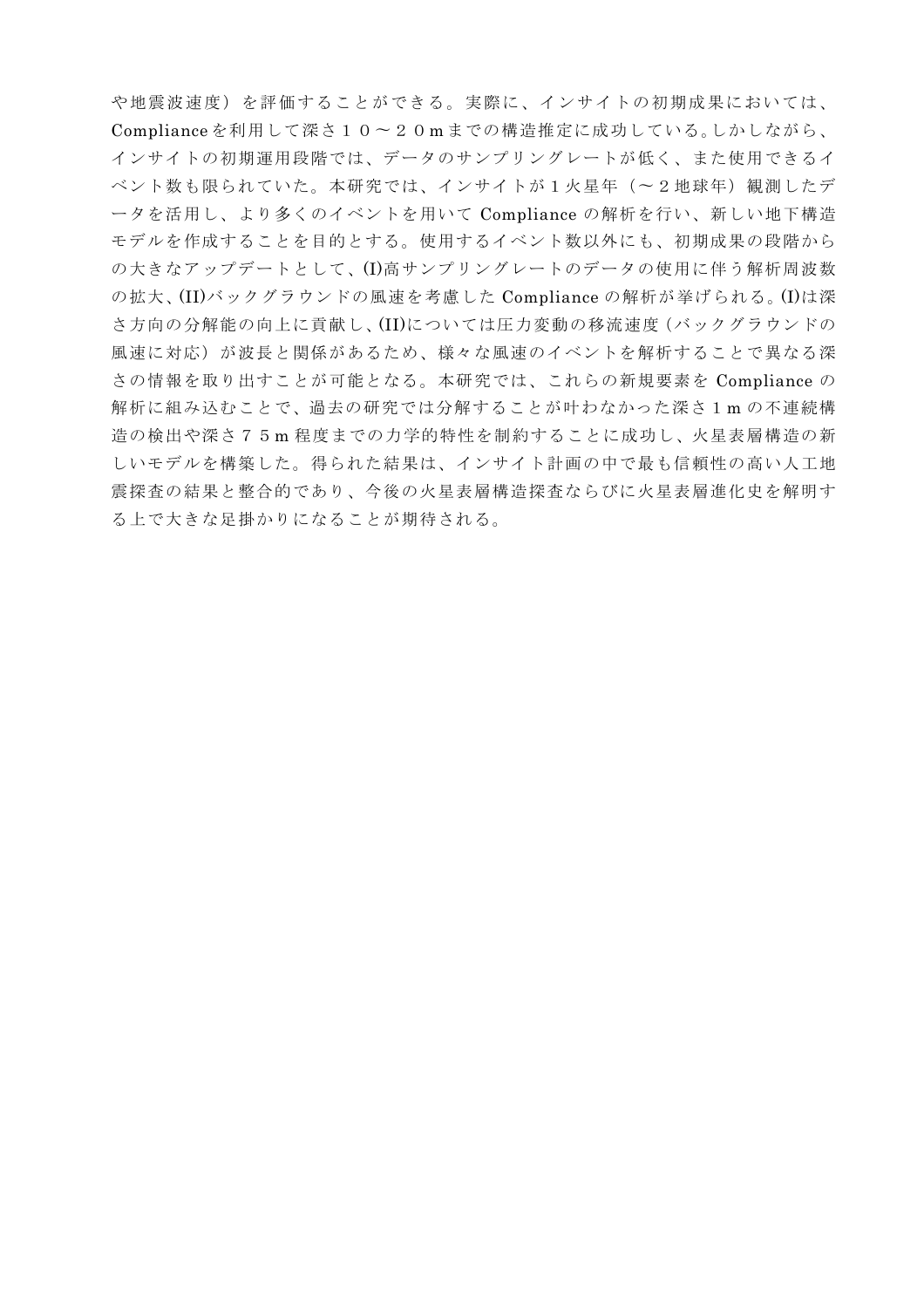や地震波速度）を評価することができる。実際に、インサイトの初期成果においては、Complianceを利用して深さ１０～２０ｍまでの構造推定に成功している。しかしながら、インサイトの初期運用段階では、データのサンプリングレートが低く、また使用できるイベント数も限られていた。本研究では、インサイトが１火星年（～２地球年）観測したデータを活用し、より多くのイベントを用いて Compliance の解析を行い、新しい地下構造モデルを作成することを目的とする。使用するイベント数以外にも、初期成果の段階からの大きなアップデートとして、(I)高サンプリングレートのデータの使用に伴う解析周波数の拡大、(II)バックグラウンドの風速を考慮した Compliance の解析が挙げられる。(I)は深さ方向の分解能の向上に貢献し、(II)については圧力変動の移流速度（バックグラウンドの風速に対応）が波長と関係があるため、様々な風速のイベントを解析することで異なる深さの情報を取り出すことが可能となる。本研究では、これらの新規要素を Compliance の解析に組み込むことで、過去の研究では分解することが叶わなかった深さ１ｍの不連続構造の検出や深さ７５ｍ程度までの力学的特性を制約することに成功し、火星表層構造の新しいモデルを構築した。得られた結果は、インサイト計画の中で最も信頼性の高い人工地震探査の結果と整合的であり、今後の火星表層構造探査ならびに火星表層進化史を解明する上で大きな足掛かりになることが期待される。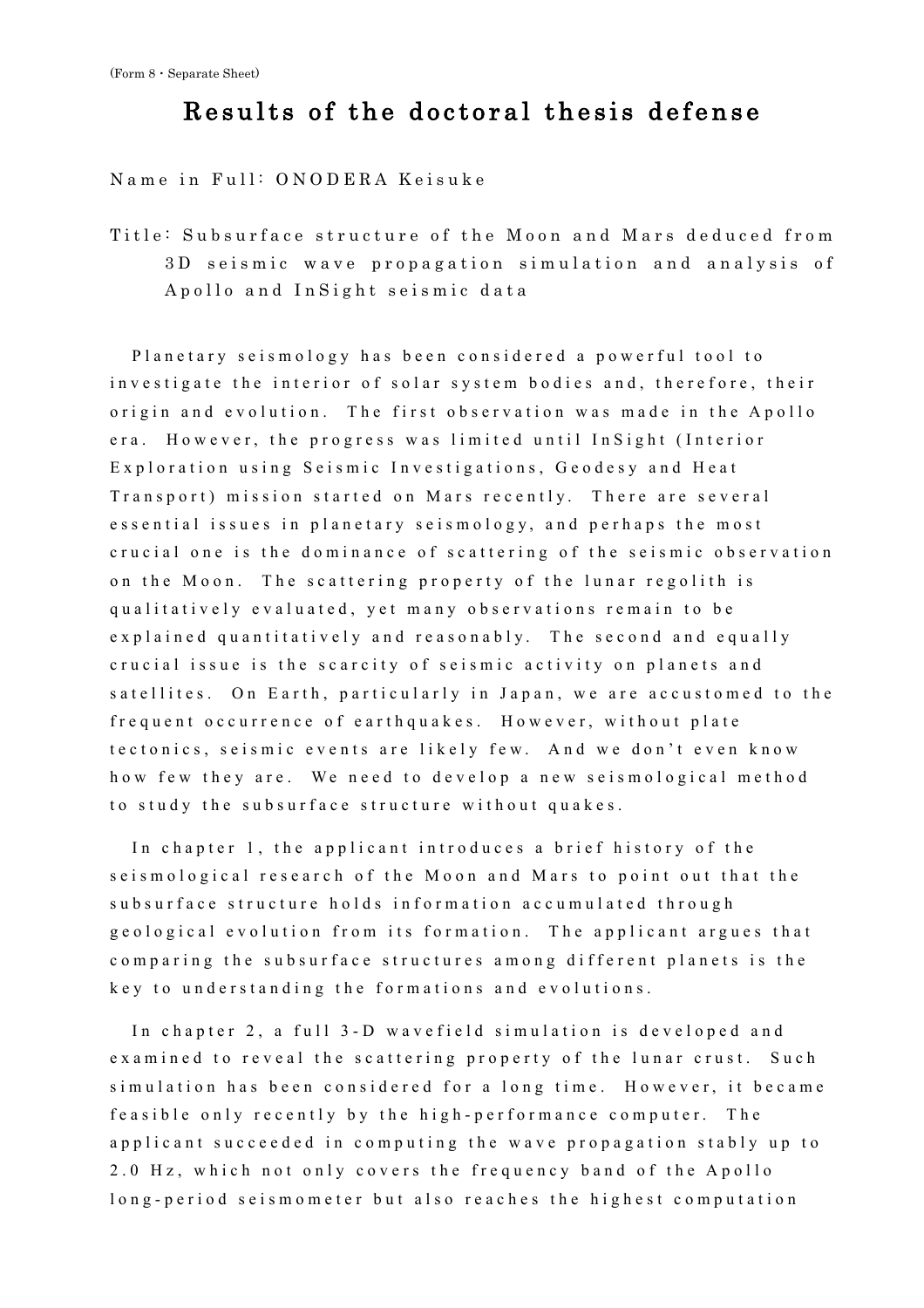(Form 8・Separate Sheet)

# Results of the doctoral thesis defense

Name in Full: ONODERA Keisuke

Title: Subsurface structure of the Moon and Mars deduced from 3D seismic wave propagation simulation and analysis of Apollo and InSight seismic data

Planetary seismology has been considered a powerful tool to investigate the interior of solar system bodies and, therefore, their origin and evolution. The first observation was made in the Apollo era. However, the progress was limited until InSight (Interior Exploration using Seismic Investigations, Geodesy and Heat Transport) mission started on Mars recently. There are several essential issues in planetary seismology, and perhaps the most crucial one is the dominance of scattering of the seismic observation on the Moon. The scattering property of the lunar regolith is qualitatively evaluated, yet many observations remain to be explained quantitatively and reasonably. The second and equally crucial issue is the scarcity of seismic activity on planets and satellites. On Earth, particularly in Japan, we are accustomed to the frequent occurrence of earthquakes. However, without plate tectonics, seismic events are likely few. And we don't even know how few they are. We need to develop a new seismological method to study the subsurface structure without quakes.

In chapter 1, the applicant introduces a brief history of the seismological research of the Moon and Mars to point out that the subsurface structure holds information accumulated through geological evolution from its formation. The applicant argues that comparing the subsurface structures among different planets is the key to understanding the formations and evolutions.

In chapter 2, a full 3-D wavefield simulation is developed and examined to reveal the scattering property of the lunar crust. Such simulation has been considered for a long time. However, it became feasible only recently by the high-performance computer. The applicant succeeded in computing the wave propagation stably up to 2.0 Hz, which not only covers the frequency band of the Apollo long-period seismometer but also reaches the highest computation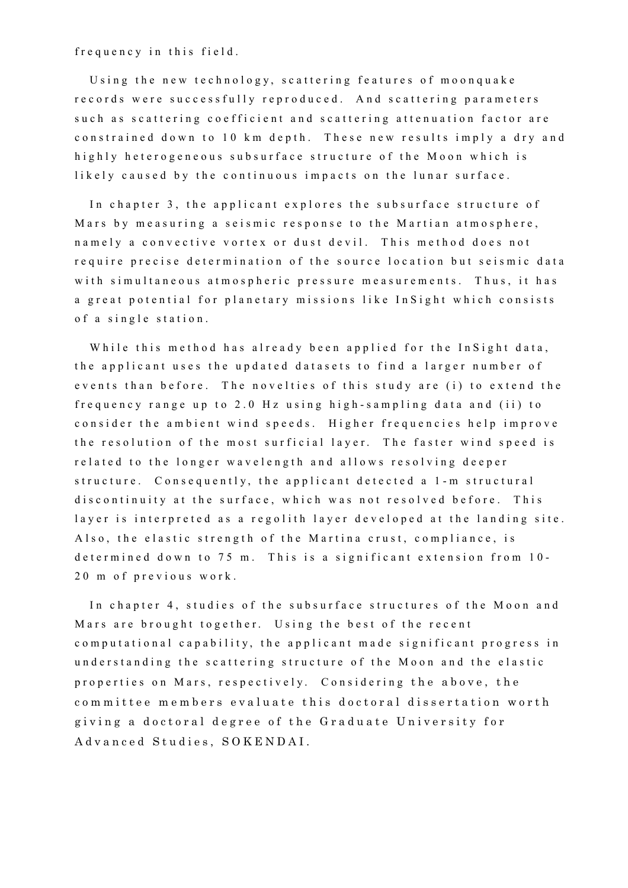frequency in this field.

Using the new technology, scattering features of moonquake records were successfully reproduced. And scattering parameters such as scattering coefficient and scattering attenuation factor are constrained down to 10 km depth. These new results imply a dry and highly heterogeneous subsurface structure of the Moon which is likely caused by the continuous impacts on the lunar surface.

In chapter 3, the applicant explores the subsurface structure of Mars by measuring a seismic response to the Martian atmosphere, namely a convective vortex or dust devil. This method does not require precise determination of the source location but seismic data with simultaneous atmospheric pressure measurements. Thus, it has a great potential for planetary missions like InSight which consists of a single station.

While this method has already been applied for the InSight data, the applicant uses the updated datasets to find a larger number of events than before. The novelties of this study are (i) to extend the frequency range up to 2.0 Hz using high-sampling data and (ii) to consider the ambient wind speeds. Higher frequencies help improve the resolution of the most surficial layer. The faster wind speed is related to the longer wavelength and allows resolving deeper structure. Consequently, the applicant detected a 1-m structural discontinuity at the surface, which was not resolved before. This layer is interpreted as a regolith layer developed at the landing site. Also, the elastic strength of the Martina crust, compliance, is determined down to 75 m. This is a significant extension from 10-20 m of previous work.

In chapter 4, studies of the subsurface structures of the Moon and Mars are brought together. Using the best of the recent computational capability, the applicant made significant progress in understanding the scattering structure of the Moon and the elastic properties on Mars, respectively. Considering the above, the committee members evaluate this doctoral dissertation worth giving a doctoral degree of the Graduate University for Advanced Studies, SOKENDAI.